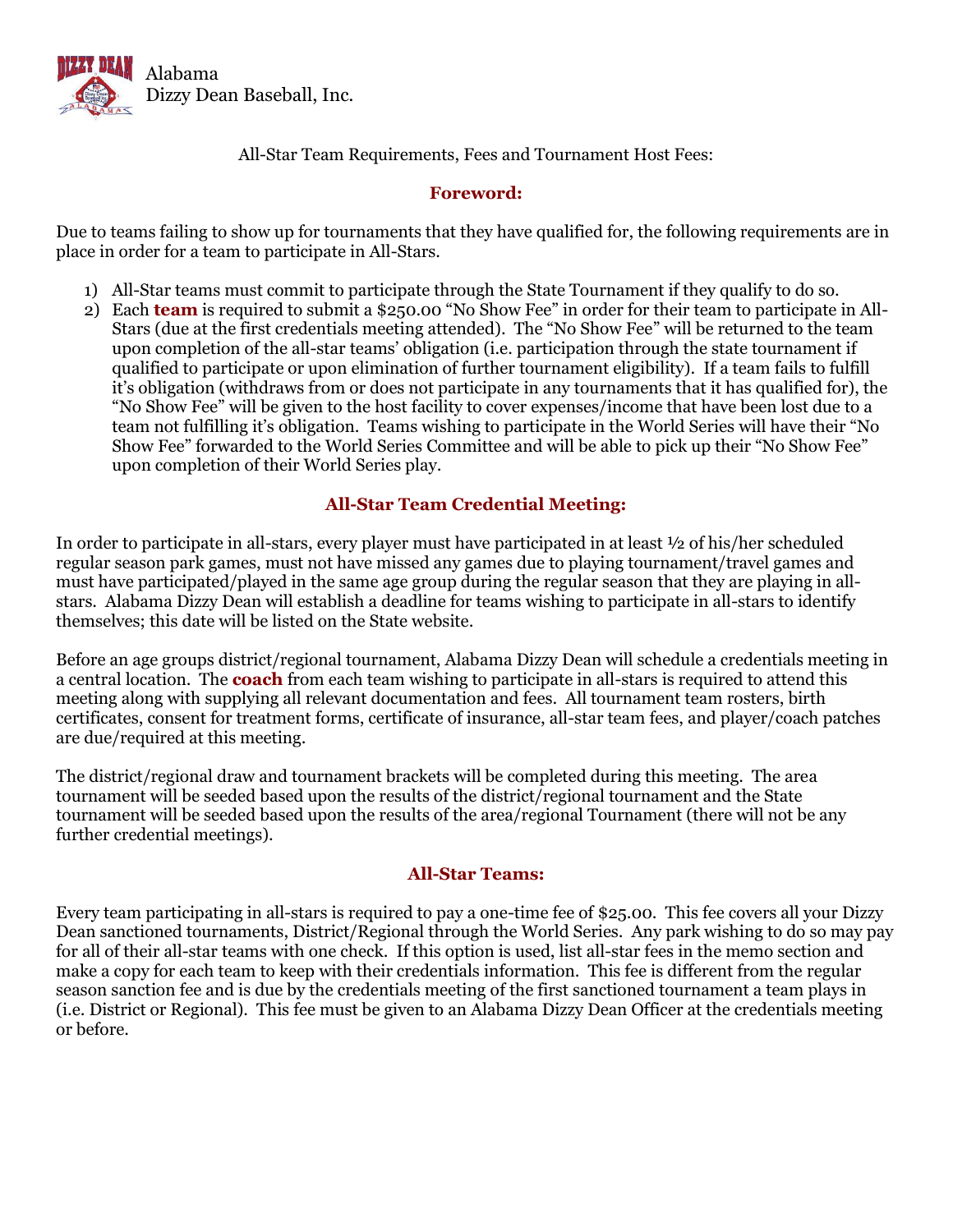Alabama
Dizzy Dean Baseball, Inc.

All-Star Team Requirements, Fees and Tournament Host Fees:

## Foreword:

Due to teams failing to show up for tournaments that they have qualified for, the following requirements are in place in order for a team to participate in All-Stars.

1) All-Star teams must commit to participate through the State Tournament if they qualify to do so.
2) Each **team** is required to submit a $250.00 "No Show Fee" in order for their team to participate in All-Stars (due at the first credentials meeting attended). The "No Show Fee" will be returned to the team upon completion of the all-star teams' obligation (i.e. participation through the state tournament if qualified to participate or upon elimination of further tournament eligibility). If a team fails to fulfill it's obligation (withdraws from or does not participate in any tournaments that it has qualified for), the "No Show Fee" will be given to the host facility to cover expenses/income that have been lost due to a team not fulfilling it's obligation. Teams wishing to participate in the World Series will have their "No Show Fee" forwarded to the World Series Committee and will be able to pick up their "No Show Fee" upon completion of their World Series play.

## All-Star Team Credential Meeting:

In order to participate in all-stars, every player must have participated in at least ½ of his/her scheduled regular season park games, must not have missed any games due to playing tournament/travel games and must have participated/played in the same age group during the regular season that they are playing in all-stars. Alabama Dizzy Dean will establish a deadline for teams wishing to participate in all-stars to identify themselves; this date will be listed on the State website.

Before an age groups district/regional tournament, Alabama Dizzy Dean will schedule a credentials meeting in a central location. The **coach** from each team wishing to participate in all-stars is required to attend this meeting along with supplying all relevant documentation and fees. All tournament team rosters, birth certificates, consent for treatment forms, certificate of insurance, all-star team fees, and player/coach patches are due/required at this meeting.

The district/regional draw and tournament brackets will be completed during this meeting. The area tournament will be seeded based upon the results of the district/regional tournament and the State tournament will be seeded based upon the results of the area/regional Tournament (there will not be any further credential meetings).

## All-Star Teams:

Every team participating in all-stars is required to pay a one-time fee of $25.00. This fee covers all your Dizzy Dean sanctioned tournaments, District/Regional through the World Series. Any park wishing to do so may pay for all of their all-star teams with one check. If this option is used, list all-star fees in the memo section and make a copy for each team to keep with their credentials information. This fee is different from the regular season sanction fee and is due by the credentials meeting of the first sanctioned tournament a team plays in (i.e. District or Regional). This fee must be given to an Alabama Dizzy Dean Officer at the credentials meeting or before.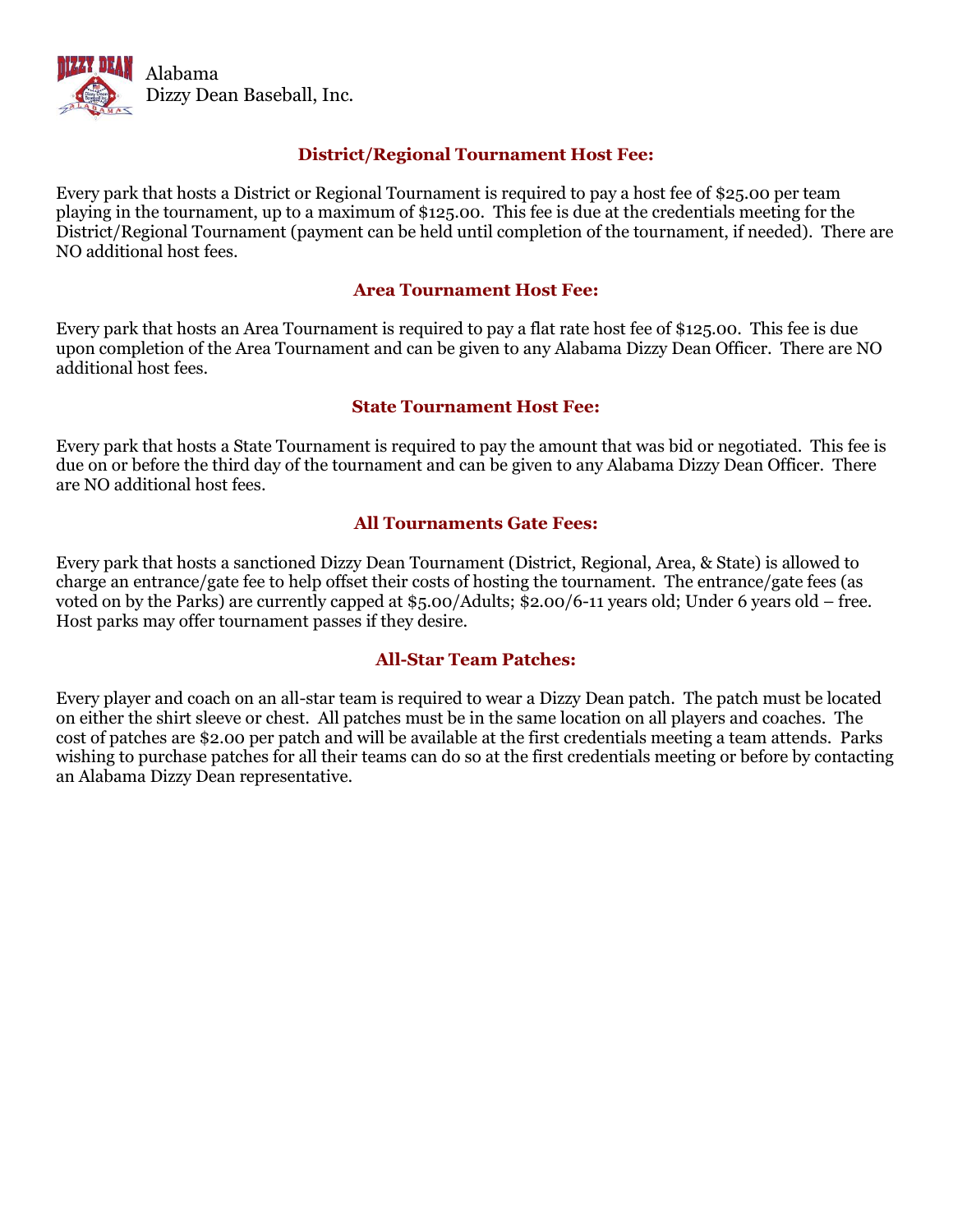Alabama
Dizzy Dean Baseball, Inc.

## District/Regional Tournament Host Fee:

Every park that hosts a District or Regional Tournament is required to pay a host fee of $25.00 per team playing in the tournament, up to a maximum of $125.00. This fee is due at the credentials meeting for the District/Regional Tournament (payment can be held until completion of the tournament, if needed). There are NO additional host fees.

## Area Tournament Host Fee:

Every park that hosts an Area Tournament is required to pay a flat rate host fee of $125.00. This fee is due upon completion of the Area Tournament and can be given to any Alabama Dizzy Dean Officer. There are NO additional host fees.

## State Tournament Host Fee:

Every park that hosts a State Tournament is required to pay the amount that was bid or negotiated. This fee is due on or before the third day of the tournament and can be given to any Alabama Dizzy Dean Officer. There are NO additional host fees.

## All Tournaments Gate Fees:

Every park that hosts a sanctioned Dizzy Dean Tournament (District, Regional, Area, & State) is allowed to charge an entrance/gate fee to help offset their costs of hosting the tournament. The entrance/gate fees (as voted on by the Parks) are currently capped at $5.00/Adults; $2.00/6-11 years old; Under 6 years old – free. Host parks may offer tournament passes if they desire.

## All-Star Team Patches:

Every player and coach on an all-star team is required to wear a Dizzy Dean patch. The patch must be located on either the shirt sleeve or chest. All patches must be in the same location on all players and coaches. The cost of patches are $2.00 per patch and will be available at the first credentials meeting a team attends. Parks wishing to purchase patches for all their teams can do so at the first credentials meeting or before by contacting an Alabama Dizzy Dean representative.